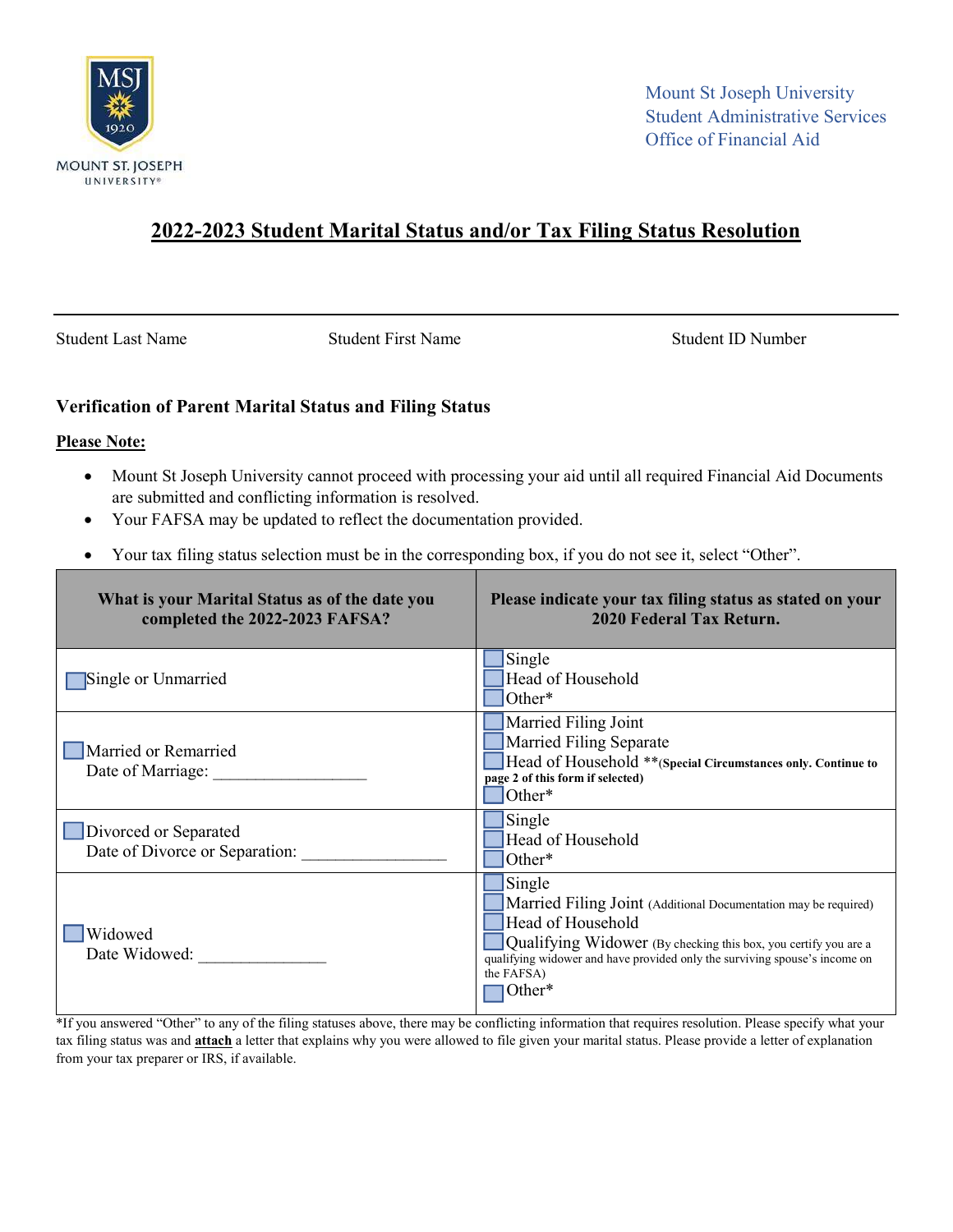Mount St Joseph University
Student Administrative Services
Office of Financial Aid

# 2022-2023 Student Marital Status and/or Tax Filing Status Resolution

| Student Last Name | Student First Name | Student ID Number |
|---|---|---|

## Verification of Parent Marital Status and Filing Status

**Please Note:**

- Mount St Joseph University cannot proceed with processing your aid until all required Financial Aid Documents are submitted and conflicting information is resolved.
- Your FAFSA may be updated to reflect the documentation provided.
- Your tax filing status selection must be in the corresponding box, if you do not see it, select "Other".

| What is your Marital Status as of the date you completed the 2022-2023 FAFSA? | Please indicate your tax filing status as stated on your 2020 Federal Tax Return. |
|---|---|
| ☐ Single or Unmarried | ☐ Single<br>☐ Head of Household<br>☐ Other* |
| ☐ Married or Remarried<br>Date of Marriage: __________________ | ☐ Married Filing Joint<br>☐ Married Filing Separate<br>☐ Head of Household **(**Special Circumstances only. Continue to page 2 of this form if selected)**<br>☐ Other* |
| ☐ Divorced or Separated<br>Date of Divorce or Separation: _________________ | ☐ Single<br>☐ Head of Household<br>☐ Other* |
| ☐ Widowed<br>Date Widowed: _______________ | ☐ Single<br>☐ Married Filing Joint (Additional Documentation may be required)<br>☐ Head of Household<br>☐ Qualifying Widower (By checking this box, you certify you are a qualifying widower and have provided only the surviving spouse's income on the FAFSA)<br>☐ Other* |

*If you answered "Other" to any of the filing statuses above, there may be conflicting information that requires resolution. Please specify what your tax filing status was and **attach** a letter that explains why you were allowed to file given your marital status. Please provide a letter of explanation from your tax preparer or IRS, if available.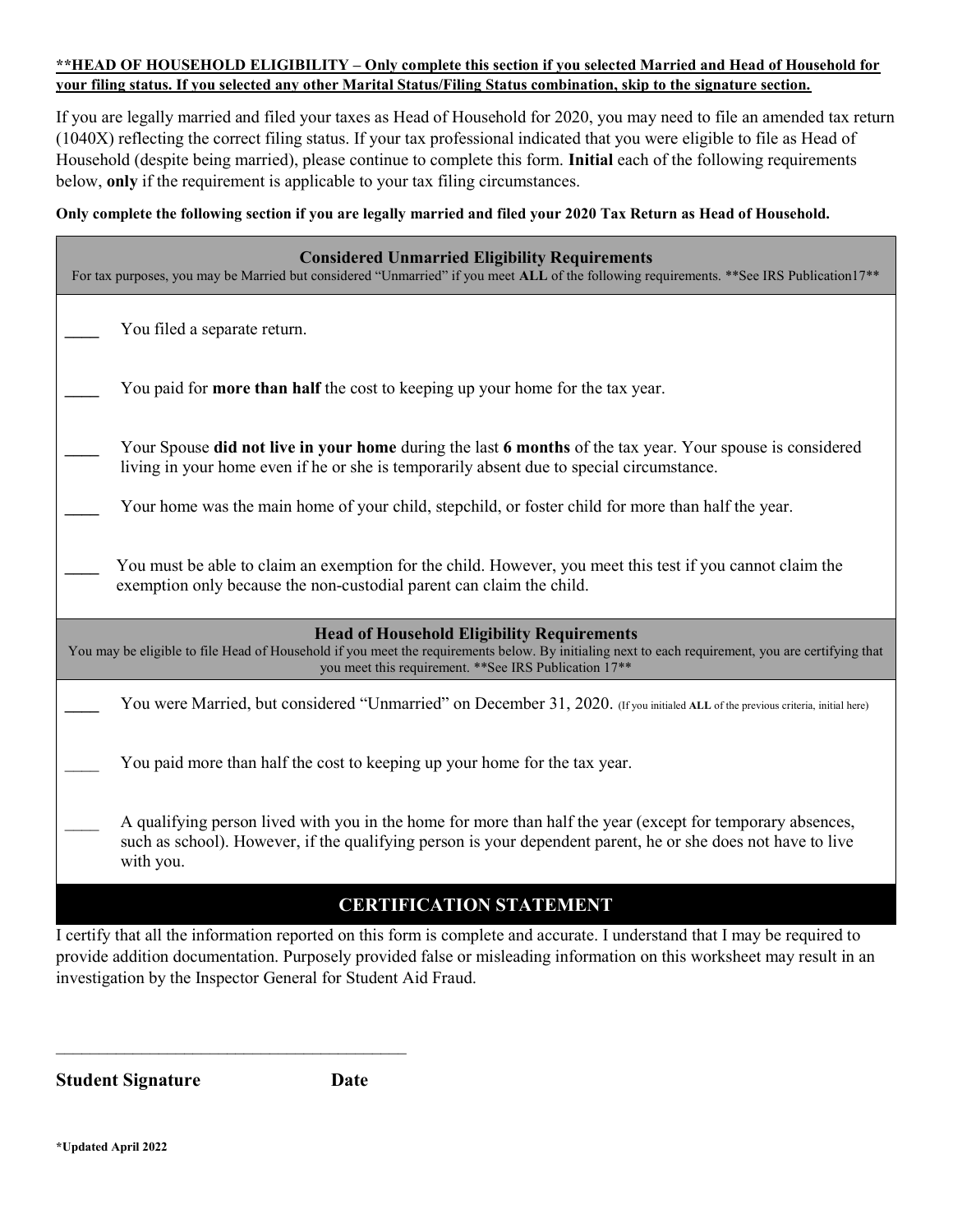**<u>**HEAD OF HOUSEHOLD ELIGIBILITY – Only complete this section if you selected Married and Head of Household for your filing status. If you selected any other Marital Status/Filing Status combination, skip to the signature section.</u>**

If you are legally married and filed your taxes as Head of Household for 2020, you may need to file an amended tax return (1040X) reflecting the correct filing status. If your tax professional indicated that you were eligible to file as Head of Household (despite being married), please continue to complete this form. **Initial** each of the following requirements below, **only** if the requirement is applicable to your tax filing circumstances.

**Only complete the following section if you are legally married and filed your 2020 Tax Return as Head of Household.**

**Considered Unmarried Eligibility Requirements**

For tax purposes, you may be Married but considered "Unmarried" if you meet **ALL** of the following requirements. **See IRS Publication17**

____ You filed a separate return.

____ You paid for **more than half** the cost to keeping up your home for the tax year.

____ Your Spouse **did not live in your home** during the last **6 months** of the tax year. Your spouse is considered living in your home even if he or she is temporarily absent due to special circumstance.

____ Your home was the main home of your child, stepchild, or foster child for more than half the year.

____ You must be able to claim an exemption for the child. However, you meet this test if you cannot claim the exemption only because the non-custodial parent can claim the child.

**Head of Household Eligibility Requirements**

You may be eligible to file Head of Household if you meet the requirements below. By initialing next to each requirement, you are certifying that you meet this requirement. **See IRS Publication 17**

____ You were Married, but considered "Unmarried" on December 31, 2020. (If you initialed **ALL** of the previous criteria, initial here)

____ You paid more than half the cost to keeping up your home for the tax year.

____ A qualifying person lived with you in the home for more than half the year (except for temporary absences, such as school). However, if the qualifying person is your dependent parent, he or she does not have to live with you.

## CERTIFICATION STATEMENT

I certify that all the information reported on this form is complete and accurate. I understand that I may be required to provide addition documentation. Purposely provided false or misleading information on this worksheet may result in an investigation by the Inspector General for Student Aid Fraud.

\_\_\_\_\_\_\_\_\_\_\_\_\_\_\_\_\_\_\_\_\_\_\_\_\_\_\_\_\_\_\_\_\_\_\_\_\_\_\_\_\_\_

**Student Signature** **Date**

***Updated April 2022**